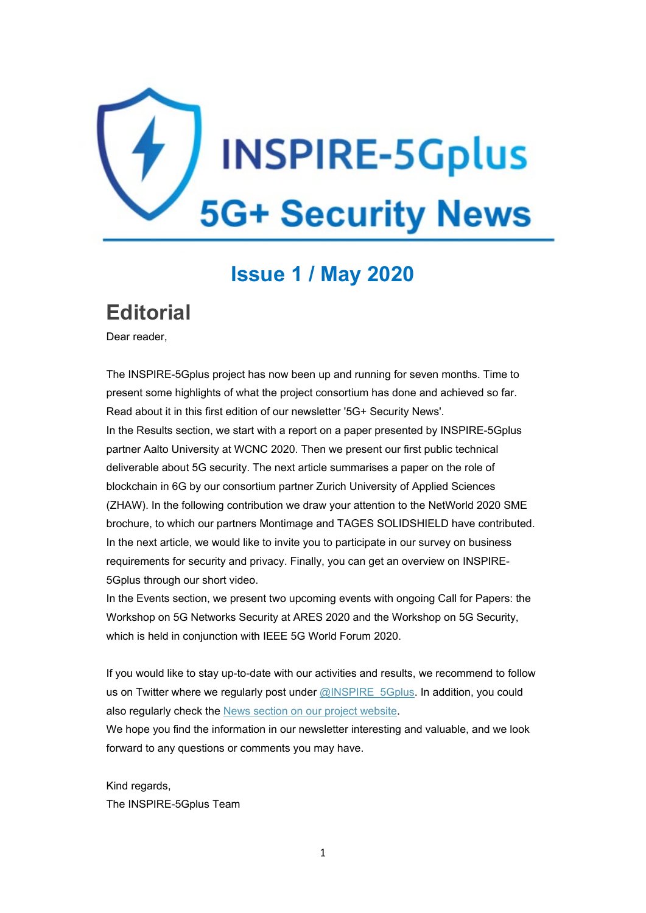# INSPIRE-5Gplus

# 5G+ Security News

## Issue 1 / May 2020

# Editorial

Dear reader,

The INSPIRE-5Gplus project has now been up and running for seven months. Time to present some highlights of what the project consortium has done and achieved so far. Read about it in this first edition of our newsletter '5G+ Security News'.

In the Results section, we start with a report on a paper presented by INSPIRE-5Gplus partner Aalto University at WCNC 2020. Then we present our first public technical deliverable about 5G security. The next article summarises a paper on the role of blockchain in 6G by our consortium partner Zurich University of Applied Sciences (ZHAW). In the following contribution we draw your attention to the NetWorld 2020 SME brochure, to which our partners Montimage and TAGES SOLIDSHIELD have contributed. In the next article, we would like to invite you to participate in our survey on business requirements for security and privacy. Finally, you can get an overview on INSPIRE-5Gplus through our short video.

In the Events section, we present two upcoming events with ongoing Call for Papers: the Workshop on 5G Networks Security at ARES 2020 and the Workshop on 5G Security, which is held in conjunction with IEEE 5G World Forum 2020.

If you would like to stay up-to-date with our activities and results, we recommend to follow us on Twitter where we regularly post under [@INSPIRE_5Gplus](). In addition, you could also regularly check the [News section on our project website]().

We hope you find the information in our newsletter interesting and valuable, and we look forward to any questions or comments you may have.

Kind regards,

The INSPIRE-5Gplus Team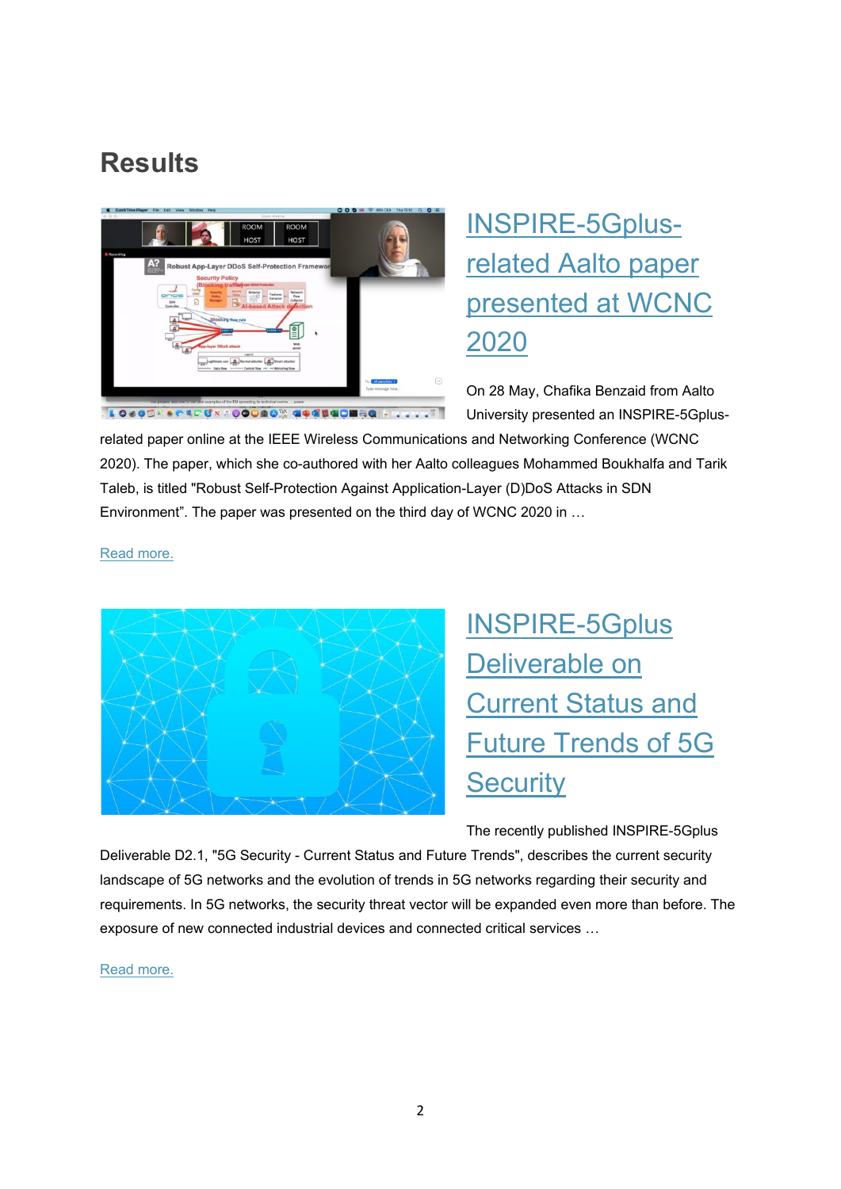# Results

## INSPIRE-5Gplus-related Aalto paper presented at WCNC 2020

On 28 May, Chafika Benzaid from Aalto University presented an INSPIRE-5Gplus-related paper online at the IEEE Wireless Communications and Networking Conference (WCNC 2020). The paper, which she co-authored with her Aalto colleagues Mohammed Boukhalfa and Tarik Taleb, is titled "Robust Self-Protection Against Application-Layer (D)DoS Attacks in SDN Environment". The paper was presented on the third day of WCNC 2020 in …

Read more.

## INSPIRE-5Gplus Deliverable on Current Status and Future Trends of 5G Security

The recently published INSPIRE-5Gplus Deliverable D2.1, "5G Security - Current Status and Future Trends", describes the current security landscape of 5G networks and the evolution of trends in 5G networks regarding their security and requirements. In 5G networks, the security threat vector will be expanded even more than before. The exposure of new connected industrial devices and connected critical services …

Read more.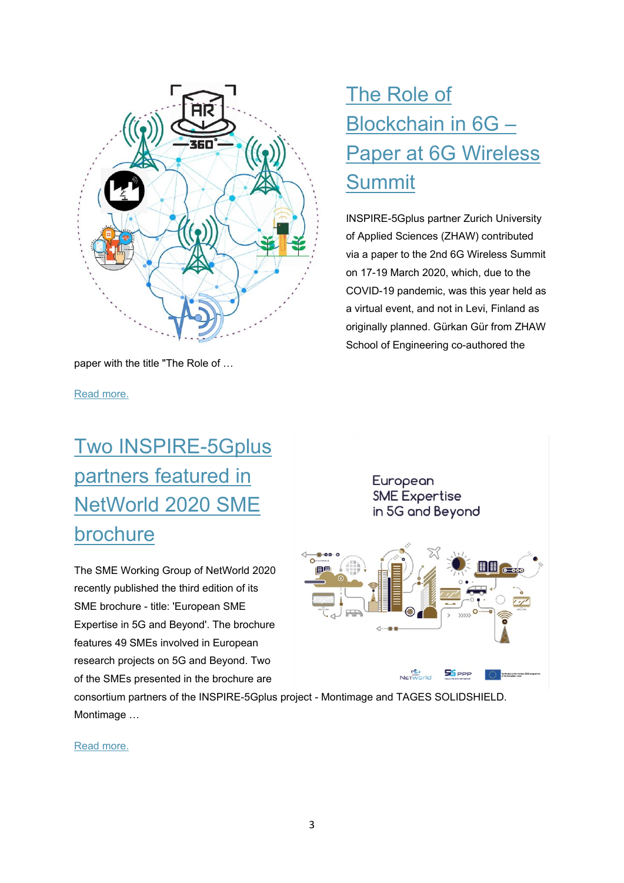## The Role of Blockchain in 6G – Paper at 6G Wireless Summit

INSPIRE-5Gplus partner Zurich University of Applied Sciences (ZHAW) contributed via a paper to the 2nd 6G Wireless Summit on 17-19 March 2020, which, due to the COVID-19 pandemic, was this year held as a virtual event, and not in Levi, Finland as originally planned. Gürkan Gür from ZHAW School of Engineering co-authored the paper with the title "The Role of …

Read more.

## Two INSPIRE-5Gplus partners featured in NetWorld 2020 SME brochure

The SME Working Group of NetWorld 2020 recently published the third edition of its SME brochure - title: 'European SME Expertise in 5G and Beyond'. The brochure features 49 SMEs involved in European research projects on 5G and Beyond. Two of the SMEs presented in the brochure are consortium partners of the INSPIRE-5Gplus project - Montimage and TAGES SOLIDSHIELD. Montimage …

Read more.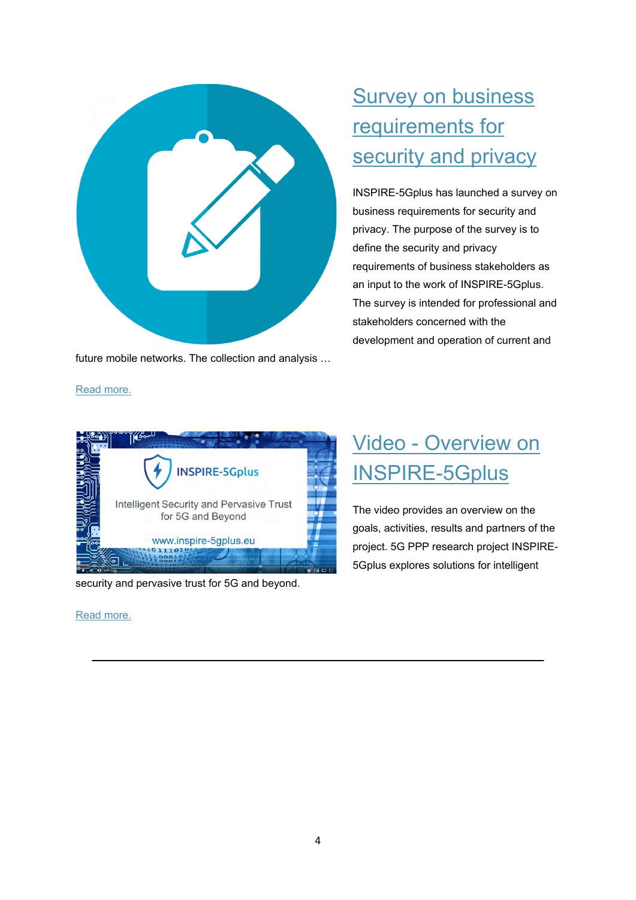## Survey on business requirements for security and privacy

INSPIRE-5Gplus has launched a survey on business requirements for security and privacy. The purpose of the survey is to define the security and privacy requirements of business stakeholders as an input to the work of INSPIRE-5Gplus. The survey is intended for professional and stakeholders concerned with the development and operation of current and future mobile networks. The collection and analysis …

Read more.

## Video - Overview on INSPIRE-5Gplus

The video provides an overview on the goals, activities, results and partners of the project. 5G PPP research project INSPIRE-5Gplus explores solutions for intelligent security and pervasive trust for 5G and beyond.

Read more.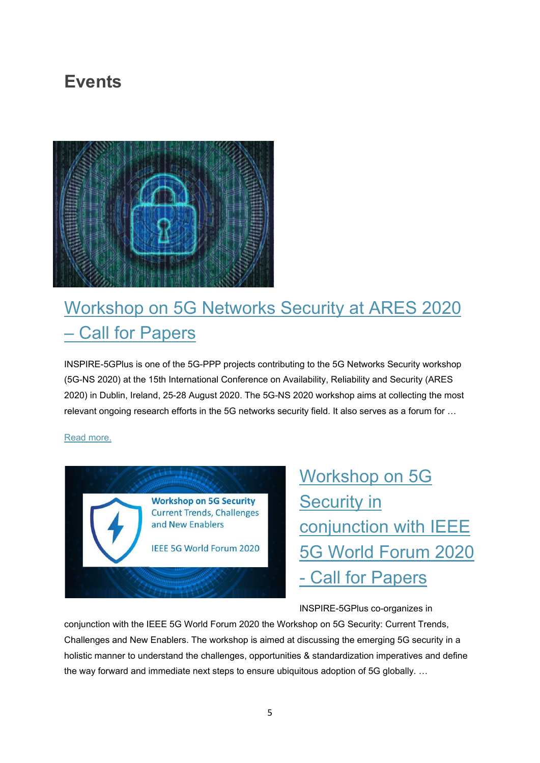# Events

## Workshop on 5G Networks Security at ARES 2020 – Call for Papers

INSPIRE-5GPlus is one of the 5G-PPP projects contributing to the 5G Networks Security workshop (5G-NS 2020) at the 15th International Conference on Availability, Reliability and Security (ARES 2020) in Dublin, Ireland, 25-28 August 2020. The 5G-NS 2020 workshop aims at collecting the most relevant ongoing research efforts in the 5G networks security field. It also serves as a forum for …

Read more.

## Workshop on 5G Security in conjunction with IEEE 5G World Forum 2020 - Call for Papers

INSPIRE-5GPlus co-organizes in conjunction with the IEEE 5G World Forum 2020 the Workshop on 5G Security: Current Trends, Challenges and New Enablers. The workshop is aimed at discussing the emerging 5G security in a holistic manner to understand the challenges, opportunities & standardization imperatives and define the way forward and immediate next steps to ensure ubiquitous adoption of 5G globally. …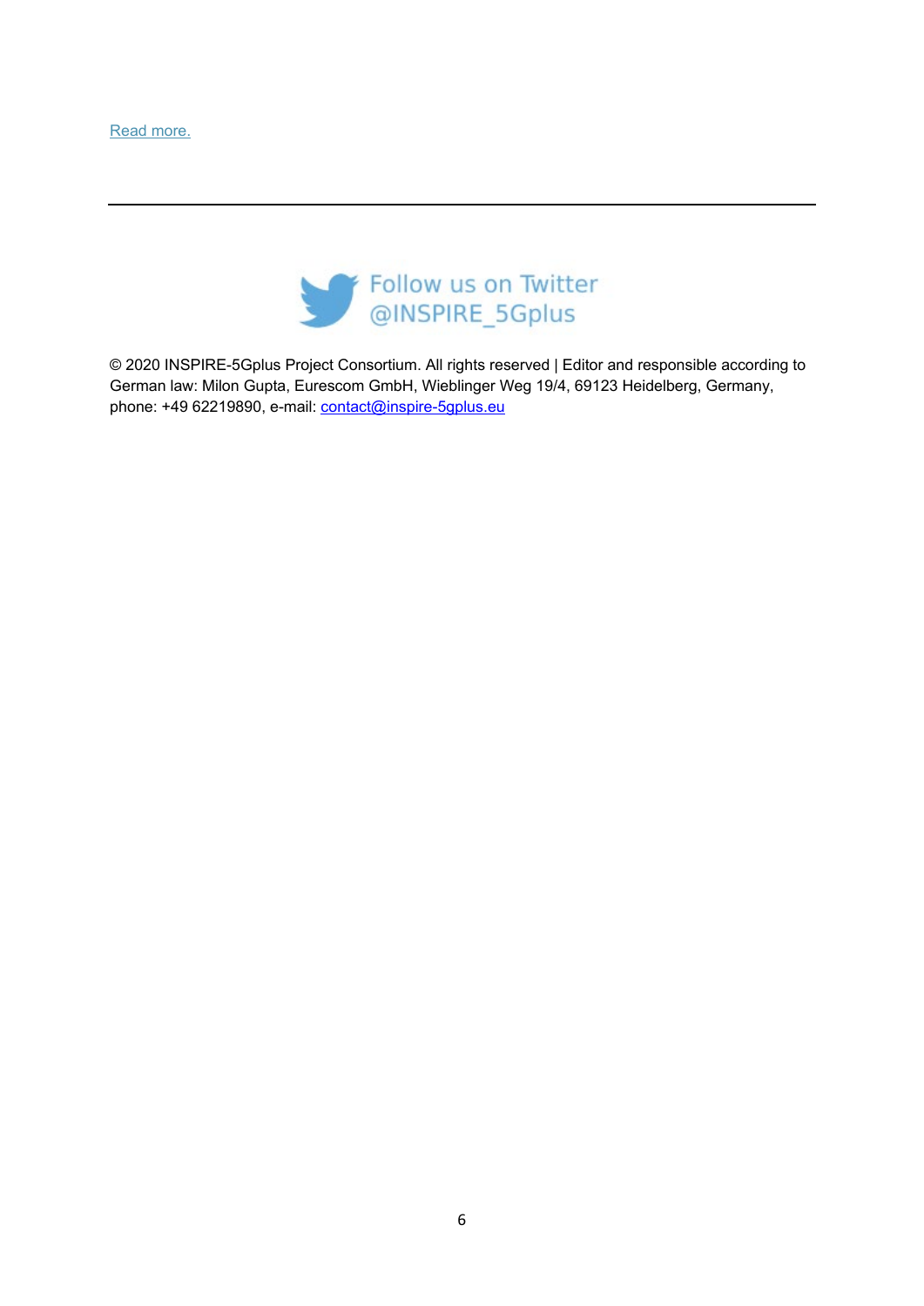Read more.

---

Follow us on Twitter
@INSPIRE_5Gplus

© 2020 INSPIRE-5Gplus Project Consortium. All rights reserved | Editor and responsible according to German law: Milon Gupta, Eurescom GmbH, Wieblinger Weg 19/4, 69123 Heidelberg, Germany, phone: +49 62219890, e-mail: contact@inspire-5gplus.eu